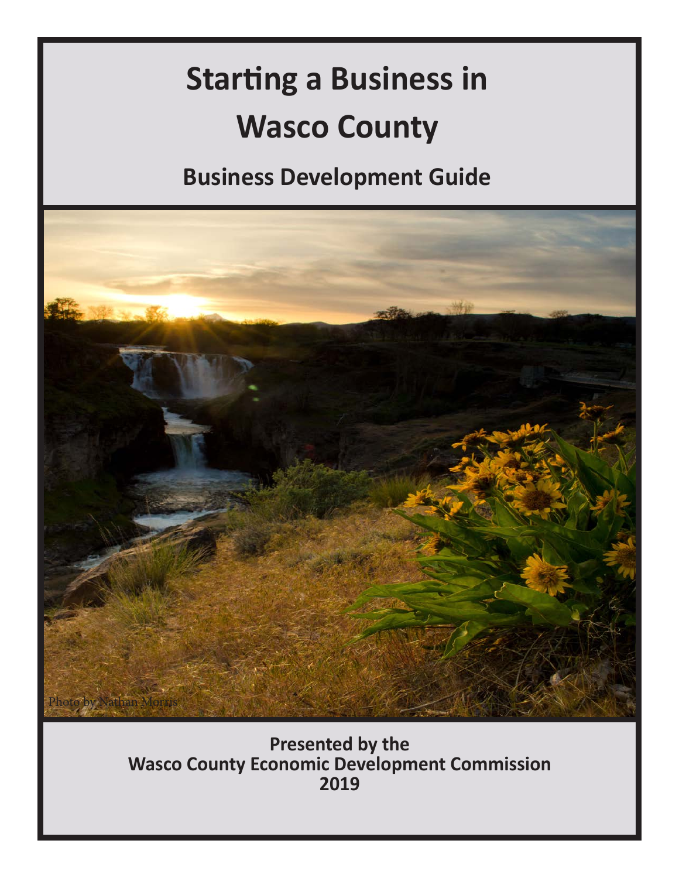# Starting a Business in Wasco County

## Business Development Guide

Photo by Nathan Morris

**Presented by the**
**Wasco County Economic Development Commission**
**2019**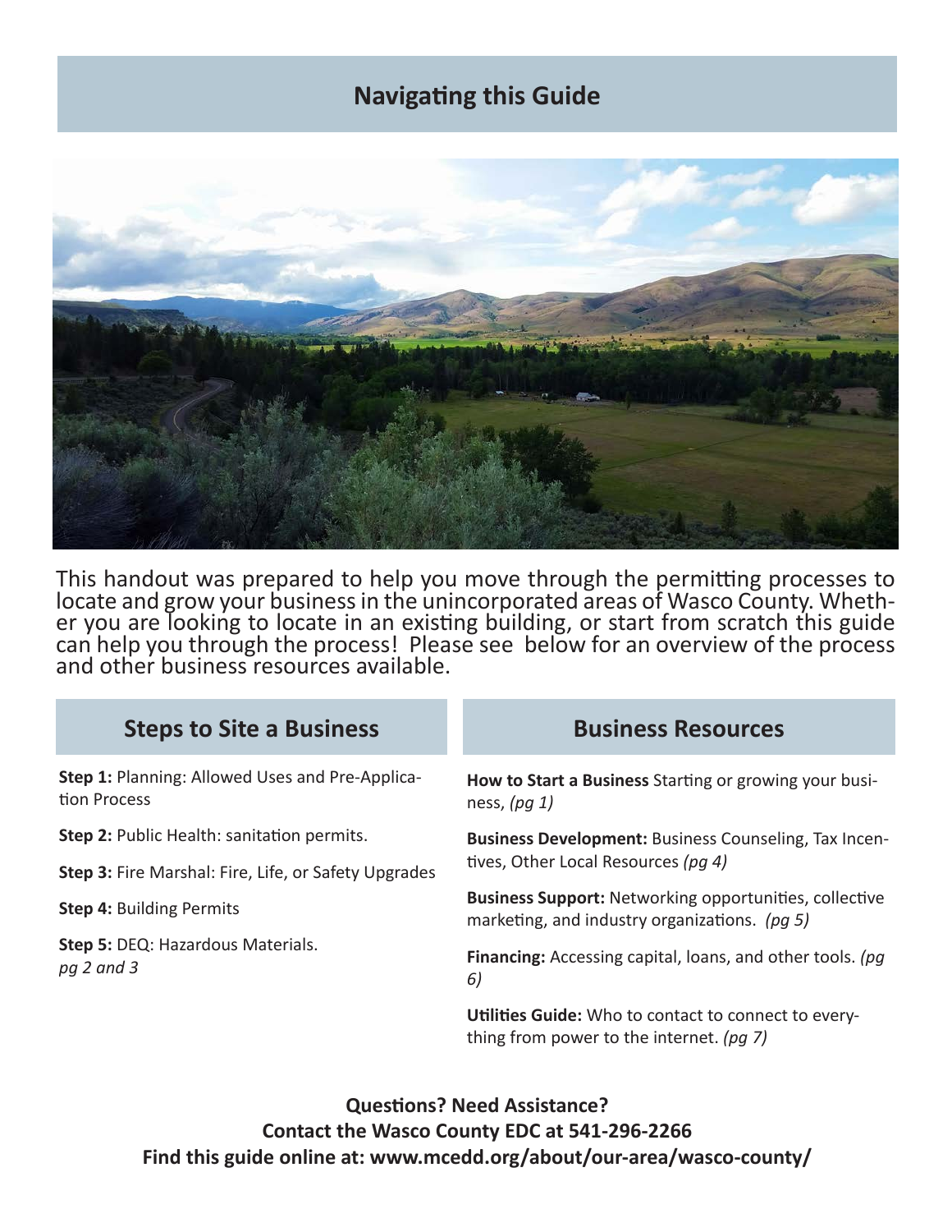# Navigating this Guide

This handout was prepared to help you move through the permitting processes to locate and grow your business in the unincorporated areas of Wasco County. Whether you are looking to locate in an existing building, or start from scratch this guide can help you through the process! Please see below for an overview of the process and other business resources available.

## Steps to Site a Business

**Step 1:** Planning: Allowed Uses and Pre-Application Process

**Step 2:** Public Health: sanitation permits.

**Step 3:** Fire Marshal: Fire, Life, or Safety Upgrades

**Step 4:** Building Permits

**Step 5:** DEQ: Hazardous Materials.
*pg 2 and 3*

## Business Resources

**How to Start a Business** Starting or growing your business, *(pg 1)*

**Business Development:** Business Counseling, Tax Incentives, Other Local Resources *(pg 4)*

**Business Support:** Networking opportunities, collective marketing, and industry organizations. *(pg 5)*

**Financing:** Accessing capital, loans, and other tools. *(pg 6)*

**Utilities Guide:** Who to contact to connect to everything from power to the internet. *(pg 7)*

**Questions? Need Assistance?**
**Contact the Wasco County EDC at 541-296-2266**
**Find this guide online at: www.mcedd.org/about/our-area/wasco-county/**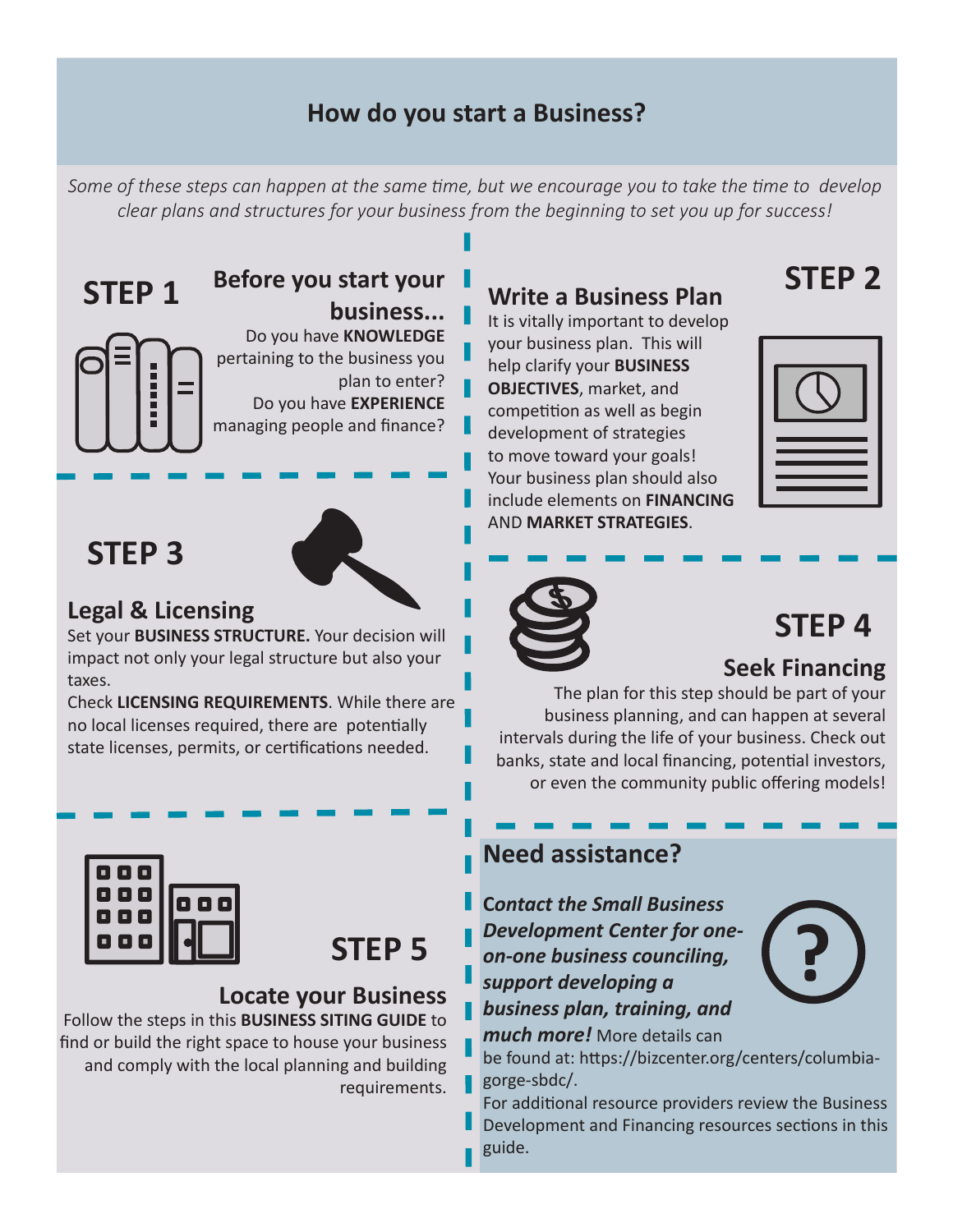# How do you start a Business?

*Some of these steps can happen at the same time, but we encourage you to take the time to develop clear plans and structures for your business from the beginning to set you up for success!*

## STEP 1

### Before you start your business...

Do you have **KNOWLEDGE** pertaining to the business you plan to enter?

Do you have **EXPERIENCE** managing people and finance?

## STEP 2

### Write a Business Plan

It is vitally important to develop your business plan. This will help clarify your **BUSINESS OBJECTIVES**, market, and competition as well as begin development of strategies to move toward your goals! Your business plan should also include elements on **FINANCING** AND **MARKET STRATEGIES**.

## STEP 3

### Legal & Licensing

Set your **BUSINESS STRUCTURE.** Your decision will impact not only your legal structure but also your taxes.

Check **LICENSING REQUIREMENTS**. While there are no local licenses required, there are potentially state licenses, permits, or certifications needed.

## STEP 4

### Seek Financing

The plan for this step should be part of your business planning, and can happen at several intervals during the life of your business. Check out banks, state and local financing, potential investors, or even the community public offering models!

## STEP 5

### Locate your Business

Follow the steps in this **BUSINESS SITING GUIDE** to find or build the right space to house your business and comply with the local planning and building requirements.

### Need assistance?

***Contact the Small Business Development Center for one-on-one business counciling, support developing a business plan, training, and much more!*** More details can be found at: https://bizcenter.org/centers/columbia-gorge-sbdc/.

For additional resource providers review the Business Development and Financing resources sections in this guide.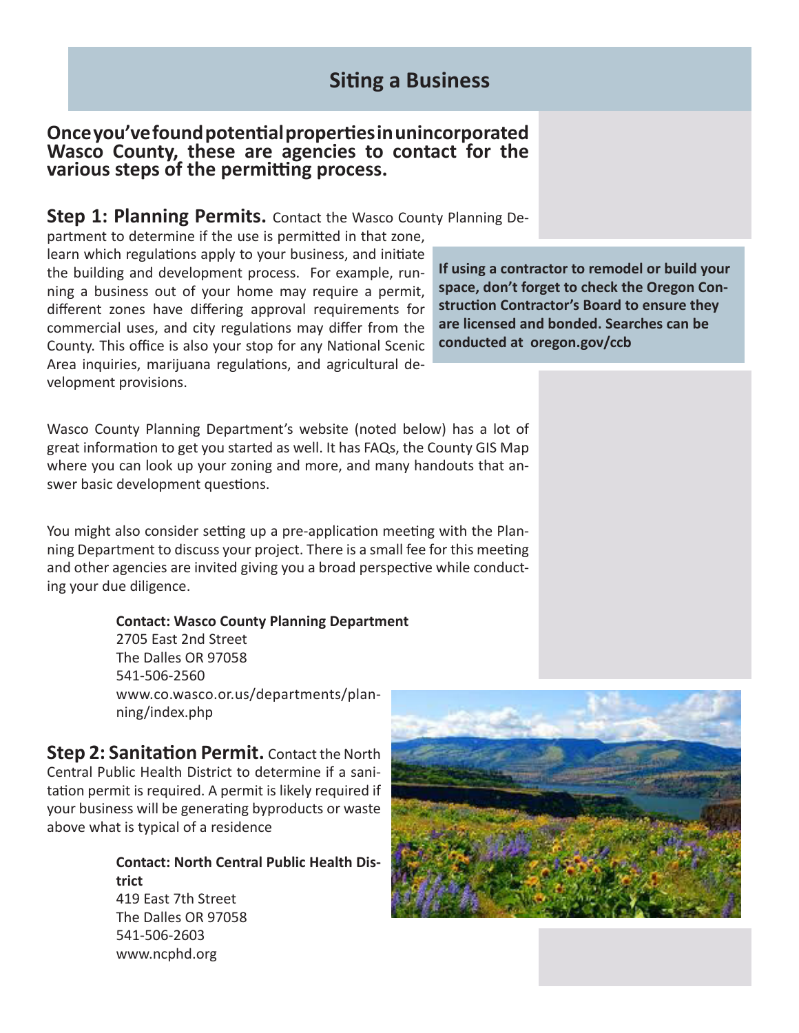# Siting a Business

**Once you've found potential properties in unincorporated Wasco County, these are agencies to contact for the various steps of the permitting process.**

**Step 1: Planning Permits.** Contact the Wasco County Planning Department to determine if the use is permitted in that zone, learn which regulations apply to your business, and initiate the building and development process. For example, running a business out of your home may require a permit, different zones have differing approval requirements for commercial uses, and city regulations may differ from the County. This office is also your stop for any National Scenic Area inquiries, marijuana regulations, and agricultural development provisions.

**If using a contractor to remodel or build your space, don't forget to check the Oregon Construction Contractor's Board to ensure they are licensed and bonded. Searches can be conducted at oregon.gov/ccb**

Wasco County Planning Department's website (noted below) has a lot of great information to get you started as well. It has FAQs, the County GIS Map where you can look up your zoning and more, and many handouts that answer basic development questions.

You might also consider setting up a pre-application meeting with the Planning Department to discuss your project. There is a small fee for this meeting and other agencies are invited giving you a broad perspective while conducting your due diligence.

**Contact: Wasco County Planning Department**
2705 East 2nd Street
The Dalles OR 97058
541-506-2560
www.co.wasco.or.us/departments/planning/index.php

**Step 2: Sanitation Permit.** Contact the North Central Public Health District to determine if a sanitation permit is required. A permit is likely required if your business will be generating byproducts or waste above what is typical of a residence

**Contact: North Central Public Health District**
419 East 7th Street
The Dalles OR 97058
541-506-2603
www.ncphd.org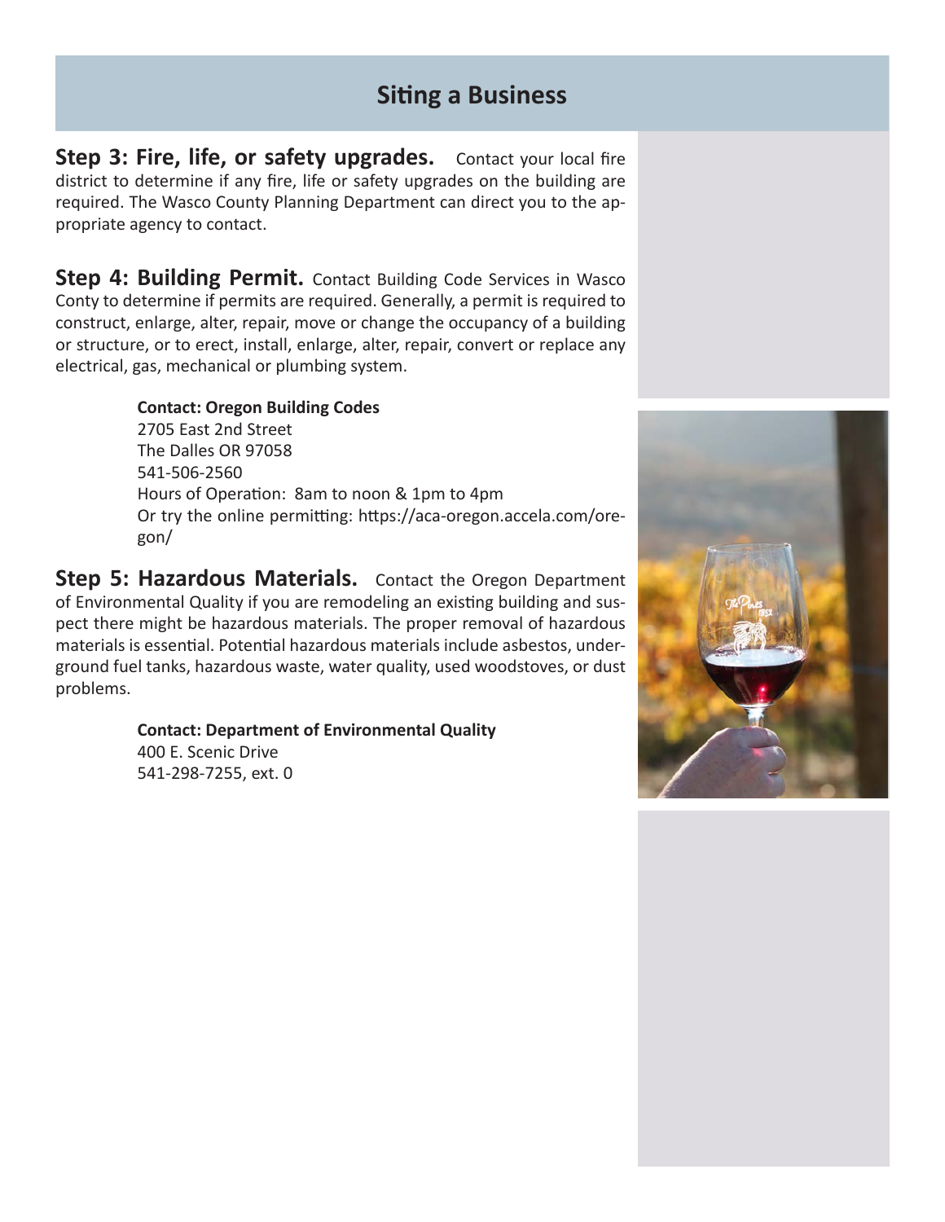## Siting a Business

**Step 3: Fire, life, or safety upgrades.** Contact your local fire district to determine if any fire, life or safety upgrades on the building are required. The Wasco County Planning Department can direct you to the appropriate agency to contact.

**Step 4: Building Permit.** Contact Building Code Services in Wasco Conty to determine if permits are required. Generally, a permit is required to construct, enlarge, alter, repair, move or change the occupancy of a building or structure, or to erect, install, enlarge, alter, repair, convert or replace any electrical, gas, mechanical or plumbing system.

> **Contact: Oregon Building Codes**
> 2705 East 2nd Street
> The Dalles OR 97058
> 541-506-2560
> Hours of Operation: 8am to noon & 1pm to 4pm
> Or try the online permitting: https://aca-oregon.accela.com/oregon/

**Step 5: Hazardous Materials.** Contact the Oregon Department of Environmental Quality if you are remodeling an existing building and suspect there might be hazardous materials. The proper removal of hazardous materials is essential. Potential hazardous materials include asbestos, underground fuel tanks, hazardous waste, water quality, used woodstoves, or dust problems.

> **Contact: Department of Environmental Quality**
> 400 E. Scenic Drive
> 541-298-7255, ext. 0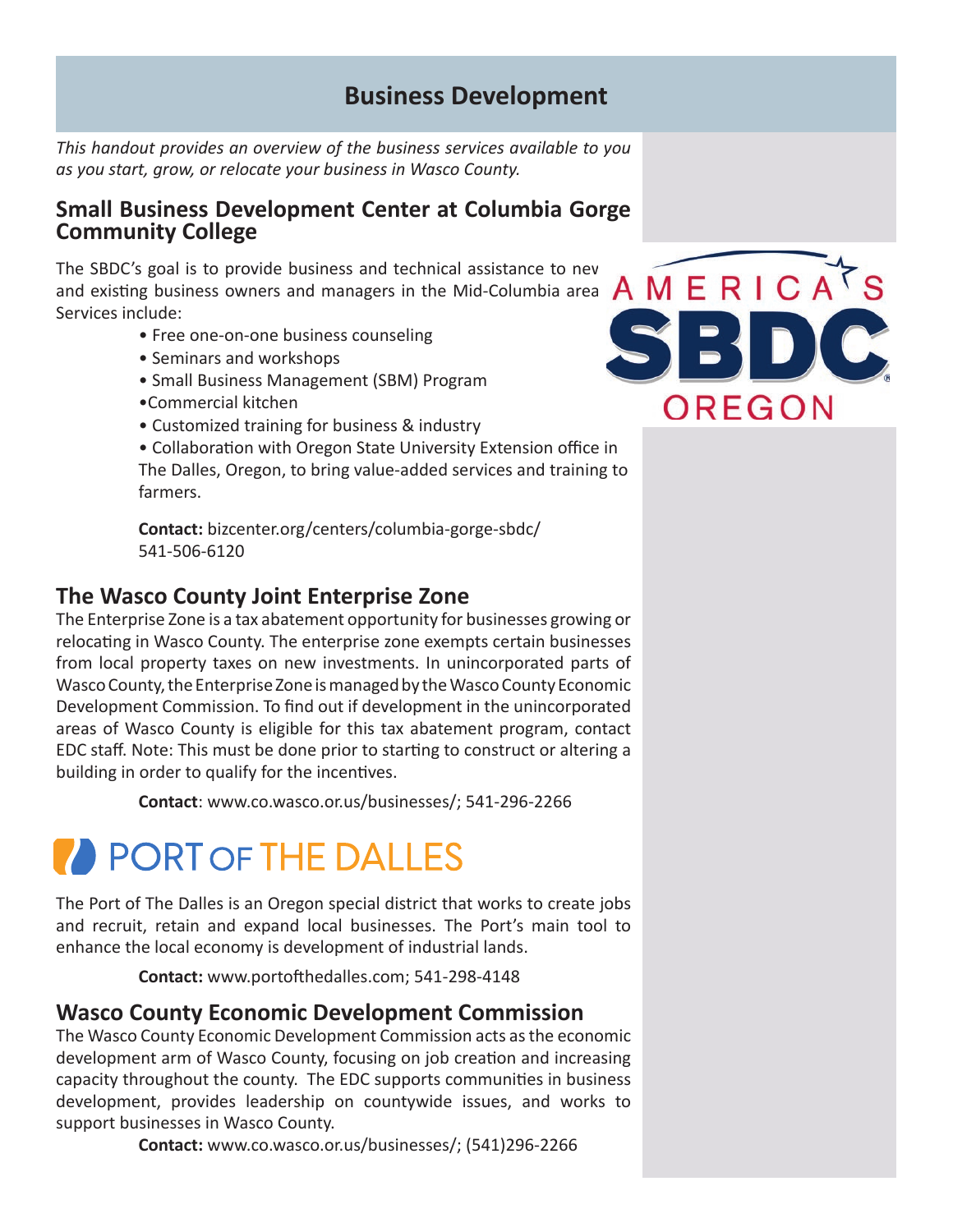## Business Development

*This handout provides an overview of the business services available to you as you start, grow, or relocate your business in Wasco County.*

### Small Business Development Center at Columbia Gorge Community College

The SBDC's goal is to provide business and technical assistance to new and existing business owners and managers in the Mid-Columbia area. Services include:

- Free one-on-one business counseling
- Seminars and workshops
- Small Business Management (SBM) Program
- Commercial kitchen
- Customized training for business & industry
- Collaboration with Oregon State University Extension office in The Dalles, Oregon, to bring value-added services and training to farmers.

**Contact:** bizcenter.org/centers/columbia-gorge-sbdc/
541-506-6120

### The Wasco County Joint Enterprise Zone

The Enterprise Zone is a tax abatement opportunity for businesses growing or relocating in Wasco County. The enterprise zone exempts certain businesses from local property taxes on new investments. In unincorporated parts of Wasco County, the Enterprise Zone is managed by the Wasco County Economic Development Commission. To find out if development in the unincorporated areas of Wasco County is eligible for this tax abatement program, contact EDC staff. Note: This must be done prior to starting to construct or altering a building in order to qualify for the incentives.

**Contact**: www.co.wasco.or.us/businesses/; 541-296-2266

### PORT OF THE DALLES

The Port of The Dalles is an Oregon special district that works to create jobs and recruit, retain and expand local businesses. The Port's main tool to enhance the local economy is development of industrial lands.

**Contact:** www.portofthedalles.com; 541-298-4148

### Wasco County Economic Development Commission

The Wasco County Economic Development Commission acts as the economic development arm of Wasco County, focusing on job creation and increasing capacity throughout the county. The EDC supports communities in business development, provides leadership on countywide issues, and works to support businesses in Wasco County.

**Contact:** www.co.wasco.or.us/businesses/; (541)296-2266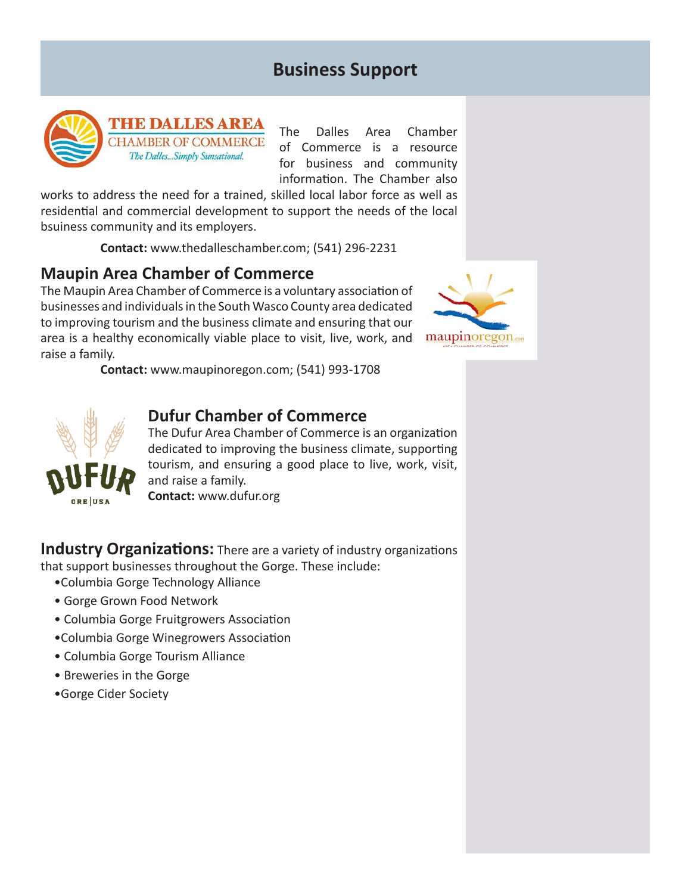# Business Support

The Dalles Area Chamber of Commerce is a resource for business and community information. The Chamber also works to address the need for a trained, skilled local labor force as well as residential and commercial development to support the needs of the local bsuiness community and its employers.

**Contact:** www.thedalleschamber.com; (541) 296-2231

## Maupin Area Chamber of Commerce

The Maupin Area Chamber of Commerce is a voluntary association of businesses and individuals in the South Wasco County area dedicated to improving tourism and the business climate and ensuring that our area is a healthy economically viable place to visit, live, work, and raise a family.

**Contact:** www.maupinoregon.com; (541) 993-1708

## Dufur Chamber of Commerce

The Dufur Area Chamber of Commerce is an organization dedicated to improving the business climate, supporting tourism, and ensuring a good place to live, work, visit, and raise a family.

**Contact:** www.dufur.org

**Industry Organizations:** There are a variety of industry organizations that support businesses throughout the Gorge. These include:

- Columbia Gorge Technology Alliance
- Gorge Grown Food Network
- Columbia Gorge Fruitgrowers Association
- Columbia Gorge Winegrowers Association
- Columbia Gorge Tourism Alliance
- Breweries in the Gorge
- Gorge Cider Society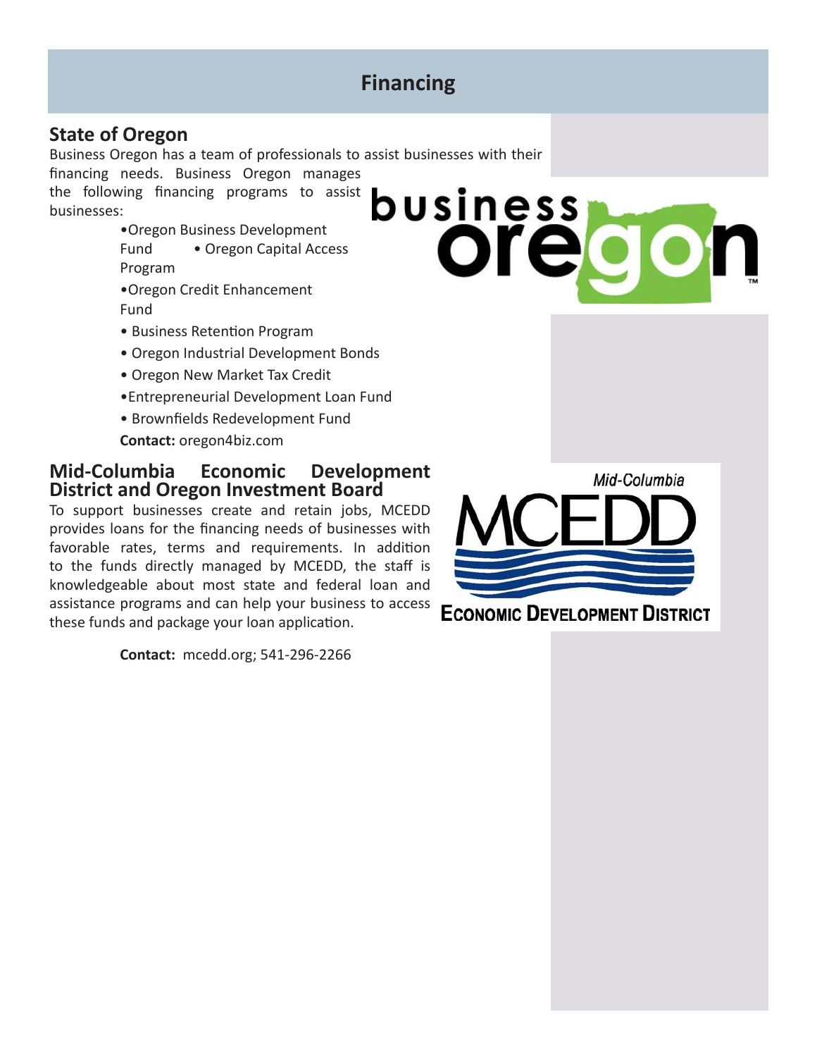# Financing

## State of Oregon

Business Oregon has a team of professionals to assist businesses with their financing needs. Business Oregon manages the following financing programs to assist businesses:

- Oregon Business Development Fund
- Oregon Capital Access Program
- Oregon Credit Enhancement Fund
- Business Retention Program
- Oregon Industrial Development Bonds
- Oregon New Market Tax Credit
- Entrepreneurial Development Loan Fund
- Brownfields Redevelopment Fund

**Contact:** oregon4biz.com

## Mid-Columbia Economic Development District and Oregon Investment Board

To support businesses create and retain jobs, MCEDD provides loans for the financing needs of businesses with favorable rates, terms and requirements. In addition to the funds directly managed by MCEDD, the staff is knowledgeable about most state and federal loan and assistance programs and can help your business to access these funds and package your loan application.

**Contact:** mcedd.org; 541-296-2266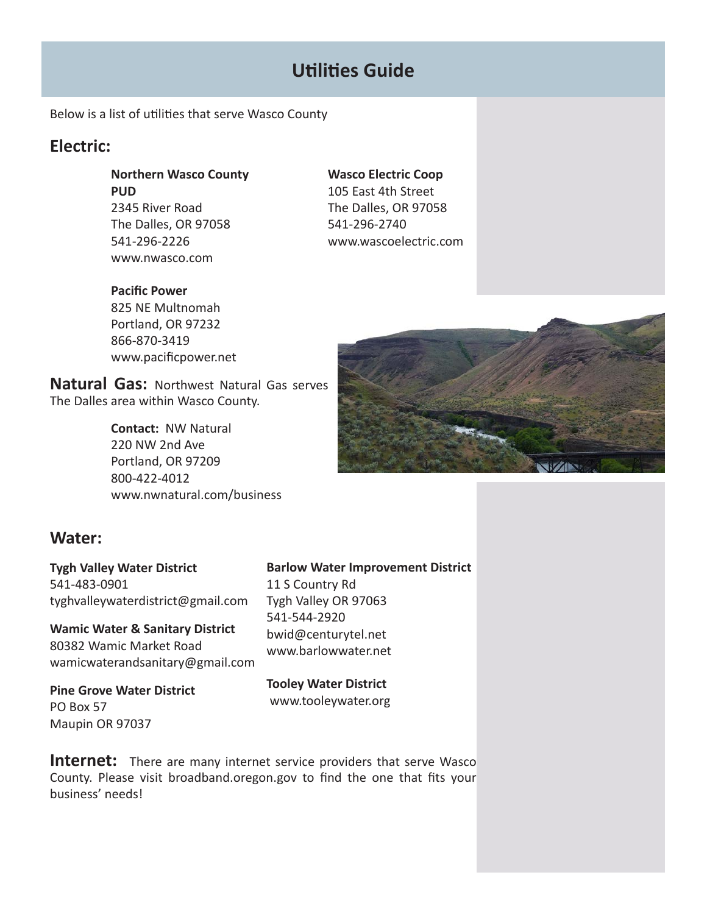# Utilities Guide

Below is a list of utilities that serve Wasco County

## Electric:

**Northern Wasco County PUD**
2345 River Road
The Dalles, OR 97058
541-296-2226
www.nwasco.com

**Wasco Electric Coop**
105 East 4th Street
The Dalles, OR 97058
541-296-2740
www.wascoelectric.com

**Pacific Power**
825 NE Multnomah
Portland, OR 97232
866-870-3419
www.pacificpower.net

**Natural Gas:** Northwest Natural Gas serves The Dalles area within Wasco County.

**Contact:** NW Natural
220 NW 2nd Ave
Portland, OR 97209
800-422-4012
www.nwnatural.com/business

## Water:

**Tygh Valley Water District**
541-483-0901
tyghvalleywaterdistrict@gmail.com

**Wamic Water & Sanitary District**
80382 Wamic Market Road
wamicwaterandsanitary@gmail.com

**Pine Grove Water District**
PO Box 57
Maupin OR 97037

**Barlow Water Improvement District**
11 S Country Rd
Tygh Valley OR 97063
541-544-2920
bwid@centurytel.net
www.barlowwater.net

**Tooley Water District**
www.tooleywater.org

**Internet:** There are many internet service providers that serve Wasco County. Please visit broadband.oregon.gov to find the one that fits your business' needs!